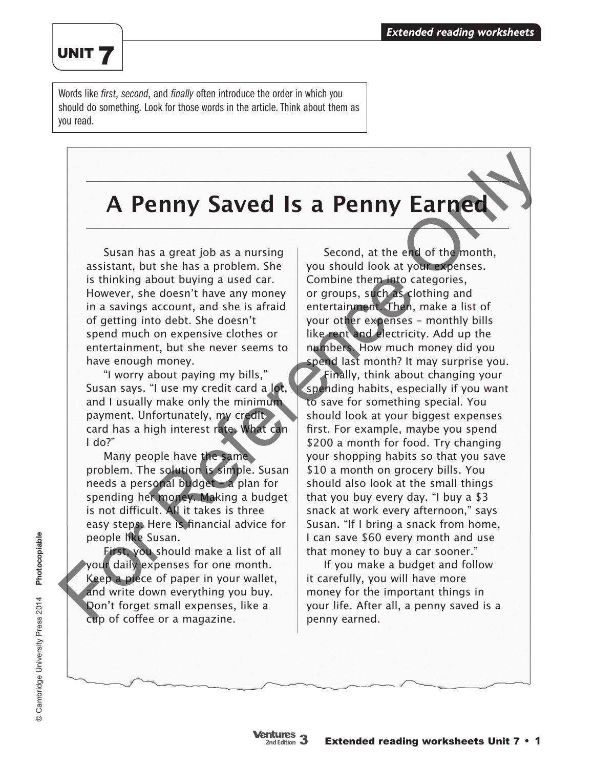# UNIT 7

Words like *first*, *second*, and *finally* often introduce the order in which you should do something. Look for those words in the article. Think about them as you read.

## A Penny Saved Is a Penny Earned

Susan has a great job as a nursing assistant, but she has a problem. She is thinking about buying a used car. However, she doesn't have any money in a savings account, and she is afraid of getting into debt. She doesn't spend much on expensive clothes or entertainment, but she never seems to have enough money.

"I worry about paying my bills," Susan says. "I use my credit card a lot, and I usually make only the minimum payment. Unfortunately, my credit card has a high interest rate. What can I do?"

Many people have the same problem. The solution is simple. Susan needs a personal budget – a plan for spending her money. Making a budget is not difficult. All it takes is three easy steps. Here is financial advice for people like Susan.

First, you should make a list of all your daily expenses for one month. Keep a piece of paper in your wallet, and write down everything you buy. Don't forget small expenses, like a cup of coffee or a magazine.

Second, at the end of the month, you should look at your expenses. Combine them into categories, or groups, such as clothing and entertainment. Then, make a list of your other expenses – monthly bills like rent and electricity. Add up the numbers. How much money did you spend last month? It may surprise you.

Finally, think about changing your spending habits, especially if you want to save for something special. You should look at your biggest expenses first. For example, maybe you spend $200 a month for food. Try changing your shopping habits so that you save $10 a month on grocery bills. You should also look at the small things that you buy every day. "I buy a $3 snack at work every afternoon," says Susan. "If I bring a snack from home, I can save $60 every month and use that money to buy a car sooner."

If you make a budget and follow it carefully, you will have more money for the important things in your life. After all, a penny saved is a penny earned.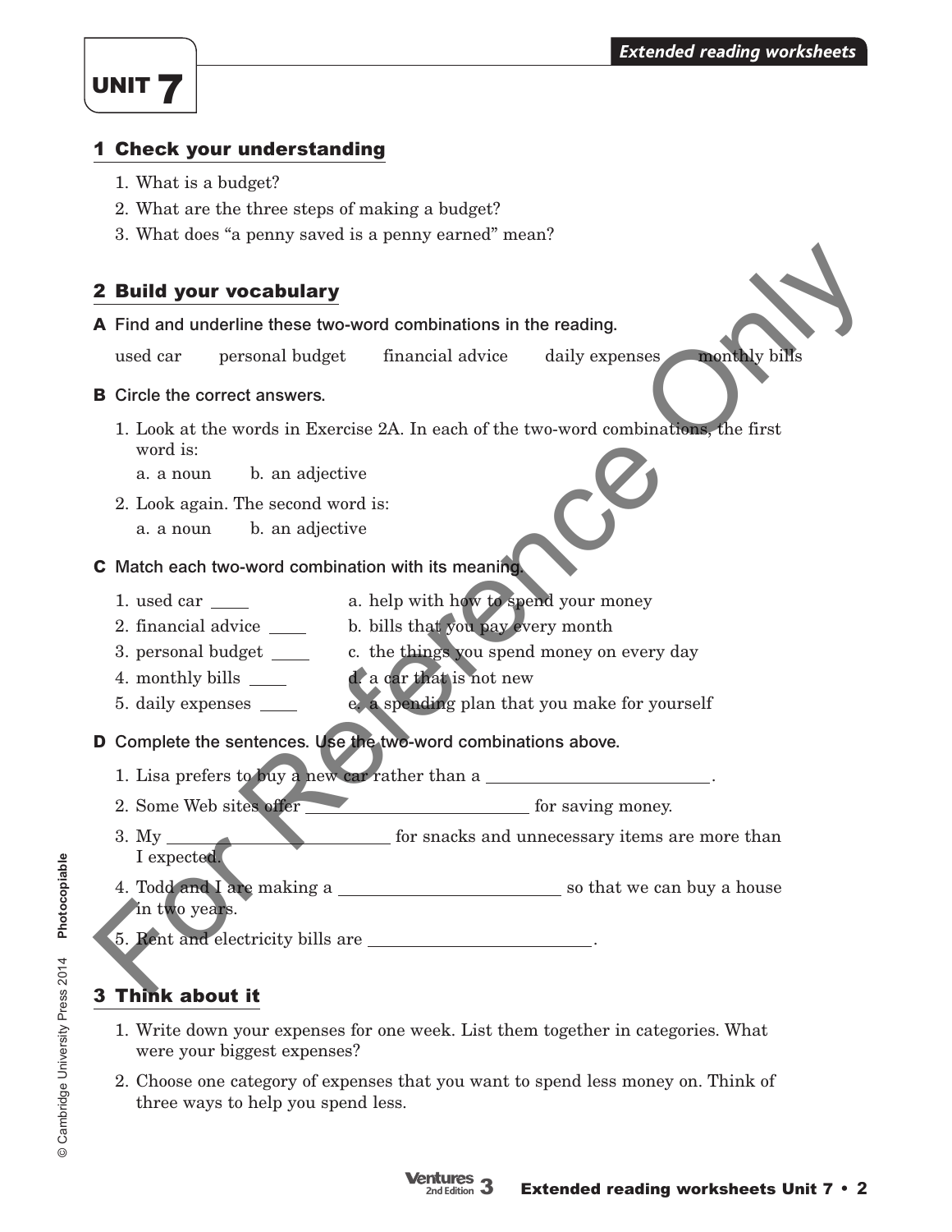# UNIT 7

## 1 Check your understanding

1. What is a budget?
2. What are the three steps of making a budget?
3. What does "a penny saved is a penny earned" mean?

## 2 Build your vocabulary

**A** Find and underline these two-word combinations in the reading.

used car    personal budget    financial advice    daily expenses    monthly bills

**B** Circle the correct answers.

1. Look at the words in Exercise 2A. In each of the two-word combinations, the first word is:
   a. a noun    b. an adjective
2. Look again. The second word is:
   a. a noun    b. an adjective

**C** Match each two-word combination with its meaning.

1. used car \_\_\_\_    a. help with how to spend your money
2. financial advice \_\_\_\_    b. bills that you pay every month
3. personal budget \_\_\_\_    c. the things you spend money on every day
4. monthly bills \_\_\_\_    d. a car that is not new
5. daily expenses \_\_\_\_    e. a spending plan that you make for yourself

**D** Complete the sentences. Use the two-word combinations above.

1. Lisa prefers to buy a new car rather than a \_\_\_\_\_\_\_\_\_\_\_\_\_\_\_\_\_\_\_\_.
2. Some Web sites offer \_\_\_\_\_\_\_\_\_\_\_\_\_\_\_\_\_\_\_\_ for saving money.
3. My \_\_\_\_\_\_\_\_\_\_\_\_\_\_\_\_\_\_\_\_ for snacks and unnecessary items are more than I expected.
4. Todd and I are making a \_\_\_\_\_\_\_\_\_\_\_\_\_\_\_\_\_\_\_\_ so that we can buy a house in two years.
5. Rent and electricity bills are \_\_\_\_\_\_\_\_\_\_\_\_\_\_\_\_\_\_\_\_.

## 3 Think about it

1. Write down your expenses for one week. List them together in categories. What were your biggest expenses?
2. Choose one category of expenses that you want to spend less money on. Think of three ways to help you spend less.